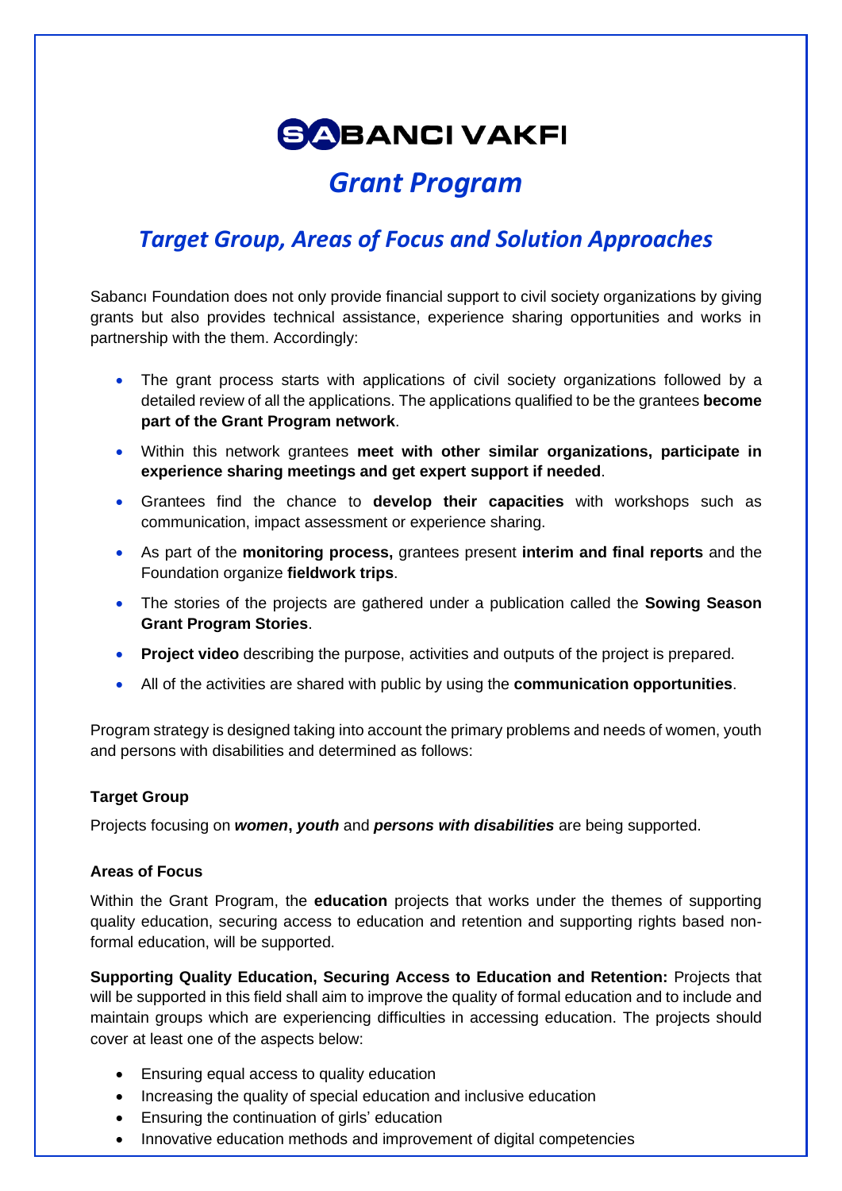# SABANCI VAKFI

## *Grant Program*

## *Target Group, Areas of Focus and Solution Approaches*

Sabancı Foundation does not only provide financial support to civil society organizations by giving grants but also provides technical assistance, experience sharing opportunities and works in partnership with the them. Accordingly:

- The grant process starts with applications of civil society organizations followed by a detailed review of all the applications. The applications qualified to be the grantees **become part of the Grant Program network**.
- Within this network grantees **meet with other similar organizations, participate in experience sharing meetings and get expert support if needed**.
- Grantees find the chance to **develop their capacities** with workshops such as communication, impact assessment or experience sharing.
- As part of the **monitoring process,** grantees present **interim and final reports** and the Foundation organize **fieldwork trips**.
- The stories of the projects are gathered under a publication called the **Sowing Season Grant Program Stories**.
- **Project video** describing the purpose, activities and outputs of the project is prepared.
- All of the activities are shared with public by using the **communication opportunities**.

Program strategy is designed taking into account the primary problems and needs of women, youth and persons with disabilities and determined as follows:

**Target Group**

Projects focusing on ***women*, *youth*** and ***persons with disabilities*** are being supported.

**Areas of Focus**

Within the Grant Program, the **education** projects that works under the themes of supporting quality education, securing access to education and retention and supporting rights based non-formal education, will be supported.

**Supporting Quality Education, Securing Access to Education and Retention:** Projects that will be supported in this field shall aim to improve the quality of formal education and to include and maintain groups which are experiencing difficulties in accessing education. The projects should cover at least one of the aspects below:

- Ensuring equal access to quality education
- Increasing the quality of special education and inclusive education
- Ensuring the continuation of girls' education
- Innovative education methods and improvement of digital competencies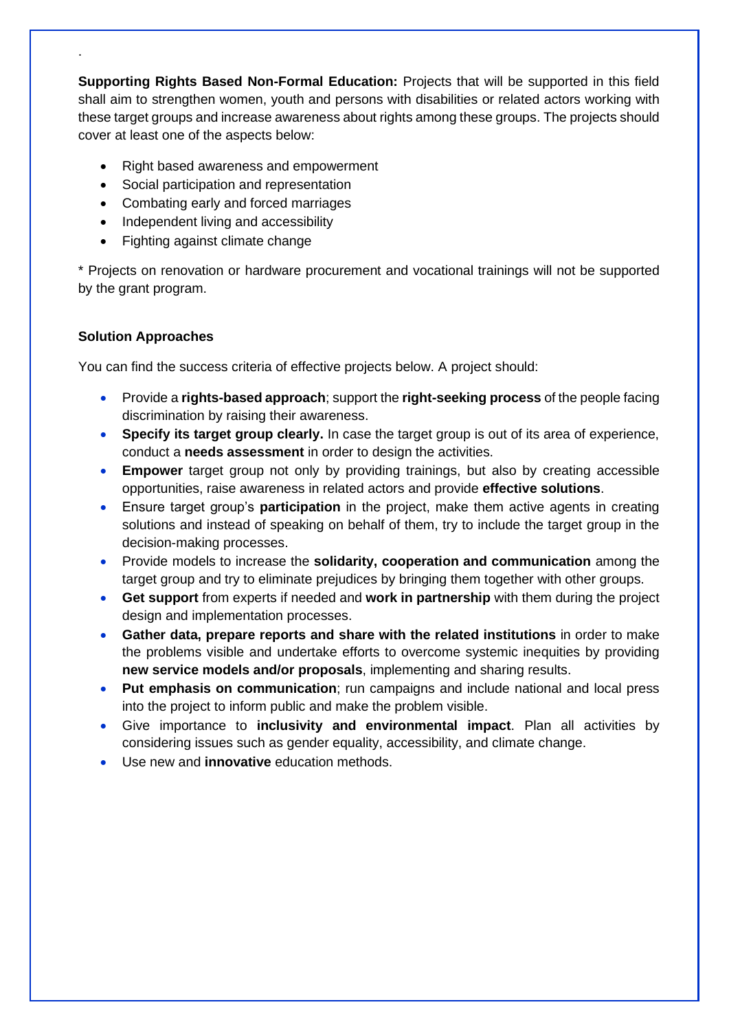.

**Supporting Rights Based Non-Formal Education:** Projects that will be supported in this field shall aim to strengthen women, youth and persons with disabilities or related actors working with these target groups and increase awareness about rights among these groups. The projects should cover at least one of the aspects below:

- Right based awareness and empowerment
- Social participation and representation
- Combating early and forced marriages
- Independent living and accessibility
- Fighting against climate change

* Projects on renovation or hardware procurement and vocational trainings will not be supported by the grant program.

**Solution Approaches**

You can find the success criteria of effective projects below. A project should:

- Provide a **rights-based approach**; support the **right-seeking process** of the people facing discrimination by raising their awareness.
- **Specify its target group clearly.** In case the target group is out of its area of experience, conduct a **needs assessment** in order to design the activities.
- **Empower** target group not only by providing trainings, but also by creating accessible opportunities, raise awareness in related actors and provide **effective solutions**.
- Ensure target group's **participation** in the project, make them active agents in creating solutions and instead of speaking on behalf of them, try to include the target group in the decision-making processes.
- Provide models to increase the **solidarity, cooperation and communication** among the target group and try to eliminate prejudices by bringing them together with other groups.
- **Get support** from experts if needed and **work in partnership** with them during the project design and implementation processes.
- **Gather data, prepare reports and share with the related institutions** in order to make the problems visible and undertake efforts to overcome systemic inequities by providing **new service models and/or proposals**, implementing and sharing results.
- **Put emphasis on communication**; run campaigns and include national and local press into the project to inform public and make the problem visible.
- Give importance to **inclusivity and environmental impact**. Plan all activities by considering issues such as gender equality, accessibility, and climate change.
- Use new and **innovative** education methods.